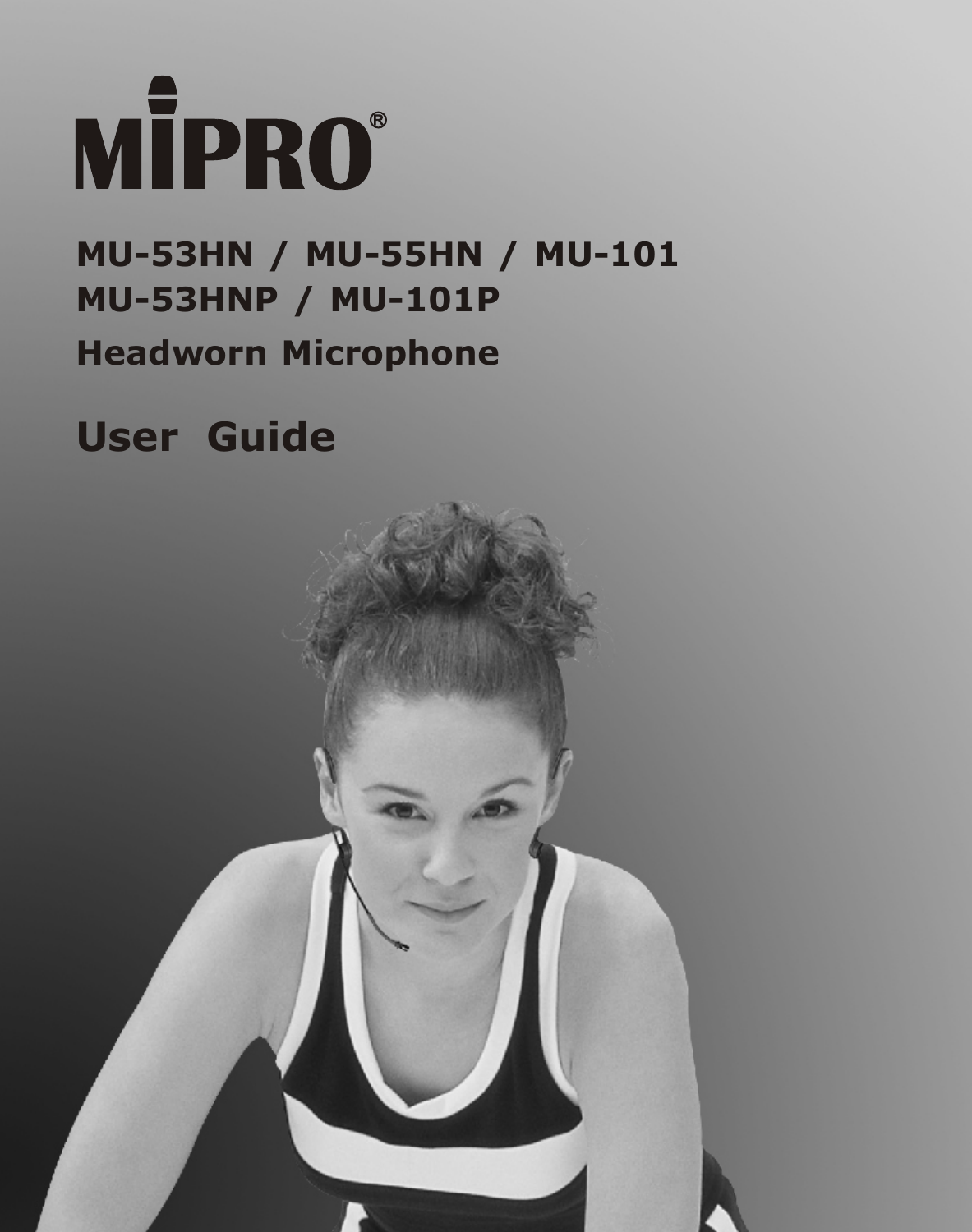# MIPRO®

## MU-53HN / MU-55HN / MU-101
## MU-53HNP / MU-101P

## Headworn Microphone

# User Guide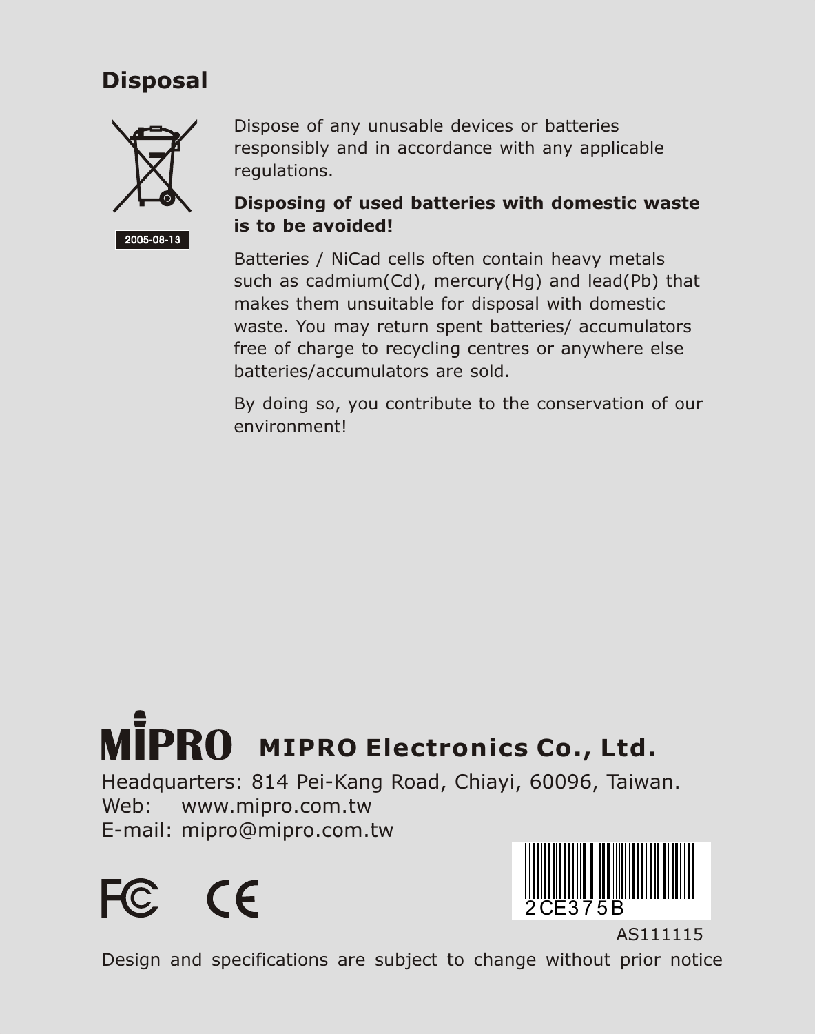## Disposal

2005-08-13

Dispose of any unusable devices or batteries responsibly and in accordance with any applicable regulations.

**Disposing of used batteries with domestic waste is to be avoided!**

Batteries / NiCad cells often contain heavy metals such as cadmium(Cd), mercury(Hg) and lead(Pb) that makes them unsuitable for disposal with domestic waste. You may return spent batteries/ accumulators free of charge to recycling centres or anywhere else batteries/accumulators are sold.

By doing so, you contribute to the conservation of our environment!

**MIPRO Electronics Co., Ltd.**

Headquarters: 814 Pei-Kang Road, Chiayi, 60096, Taiwan.
Web: www.mipro.com.tw
E-mail: mipro@mipro.com.tw

2CE375B

AS111115

Design and specifications are subject to change without prior notice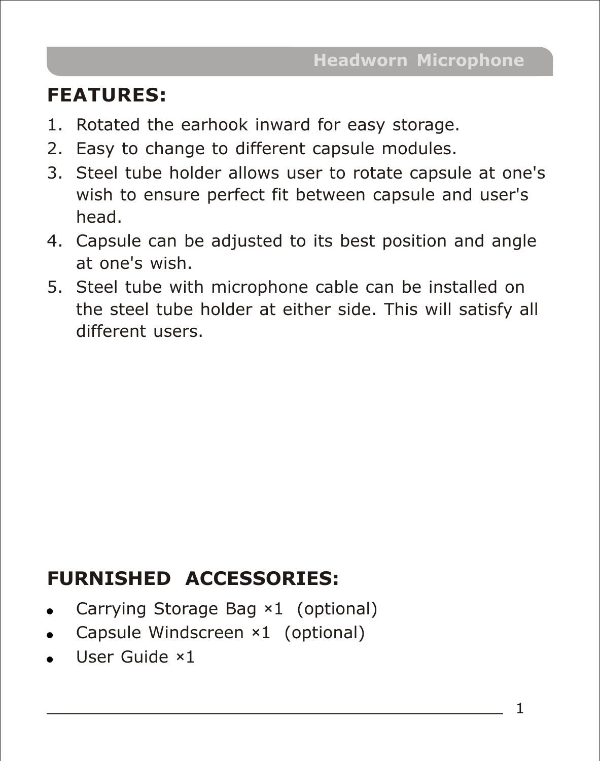## FEATURES:

1. Rotated the earhook inward for easy storage.
2. Easy to change to different capsule modules.
3. Steel tube holder allows user to rotate capsule at one's wish to ensure perfect fit between capsule and user's head.
4. Capsule can be adjusted to its best position and angle at one's wish.
5. Steel tube with microphone cable can be installed on the steel tube holder at either side. This will satisfy all different users.

## FURNISHED ACCESSORIES:

- Carrying Storage Bag ×1 (optional)
- Capsule Windscreen ×1 (optional)
- User Guide ×1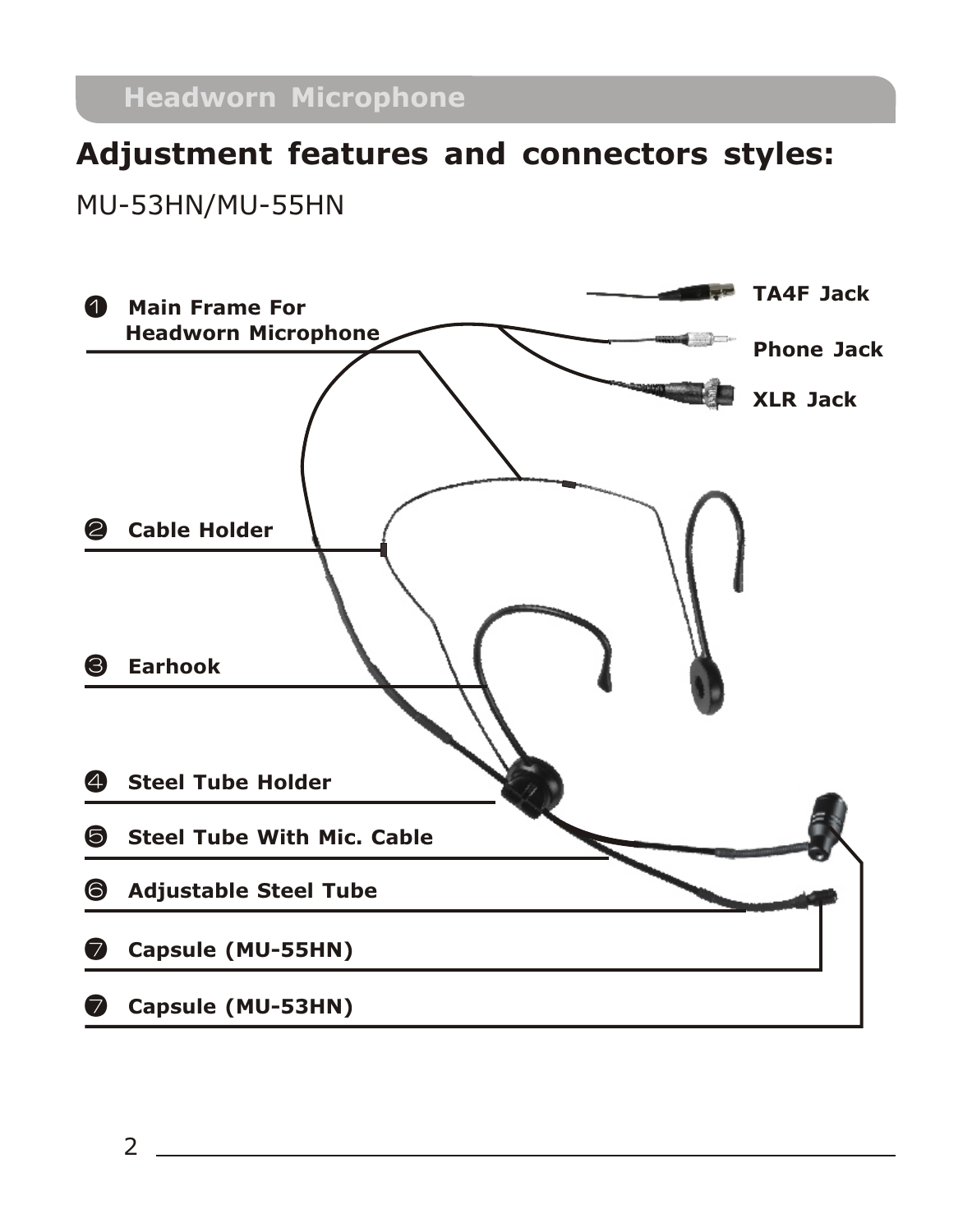## Headworn Microphone

# Adjustment features and connectors styles:

MU-53HN/MU-55HN

1. **Main Frame For Headworn Microphone**
2. **Cable Holder**
3. **Earhook**
4. **Steel Tube Holder**
5. **Steel Tube With Mic. Cable**
6. **Adjustable Steel Tube**
7. **Capsule (MU-55HN)**
7. **Capsule (MU-53HN)**

**TA4F Jack**

**Phone Jack**

**XLR Jack**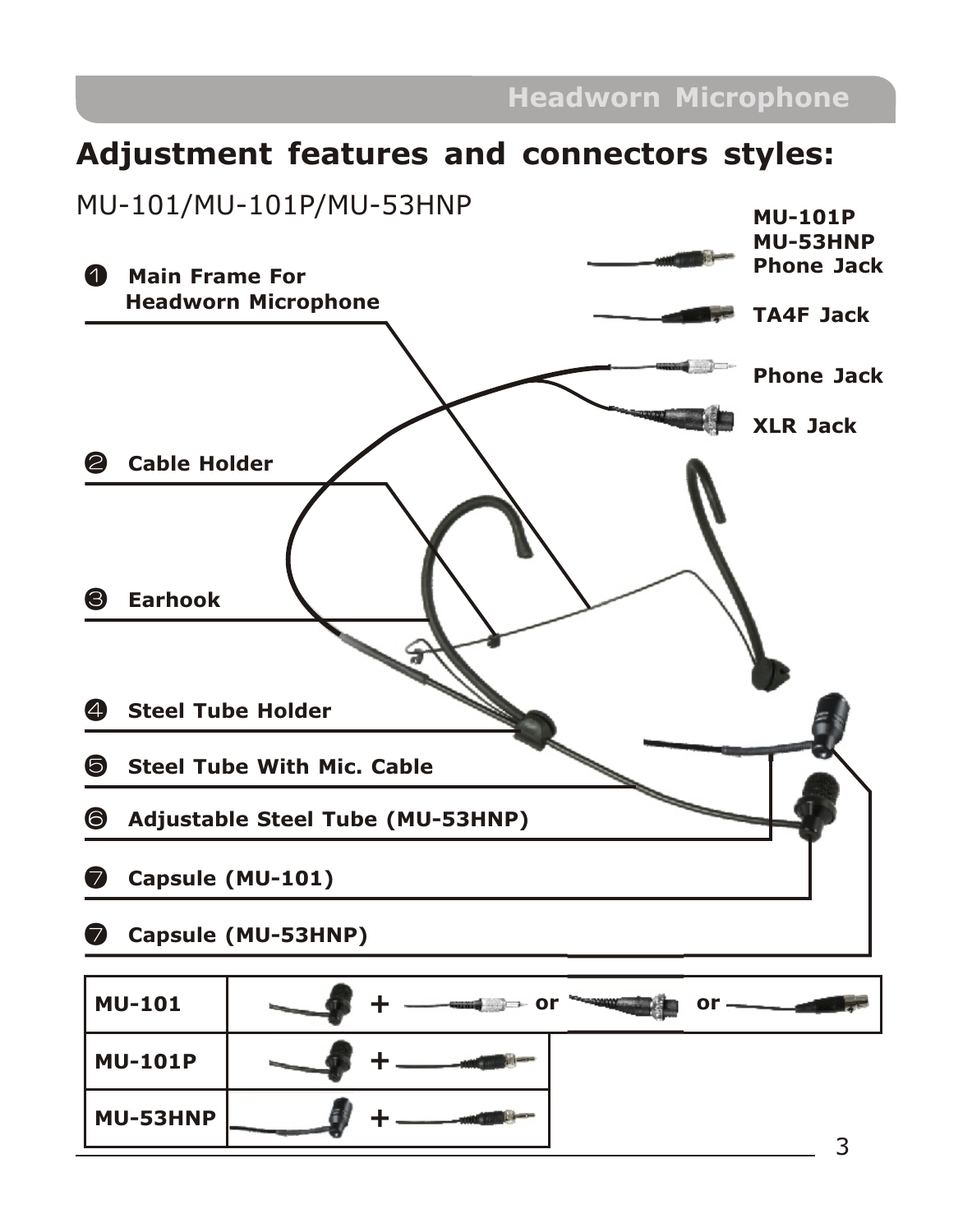## Adjustment features and connectors styles:

MU-101/MU-101P/MU-53HNP

❶ Main Frame For Headworn Microphone

❷ Cable Holder

❸ Earhook

❹ Steel Tube Holder

❺ Steel Tube With Mic. Cable

❻ Adjustable Steel Tube (MU-53HNP)

❼ Capsule (MU-101)

❼ Capsule (MU-53HNP)

**MU-101P**
**MU-53HNP**
**Phone Jack**

**TA4F Jack**

**Phone Jack**

**XLR Jack**

| | |
|---|---|
| **MU-101** | + or or |
| **MU-101P** | + |
| **MU-53HNP** | + |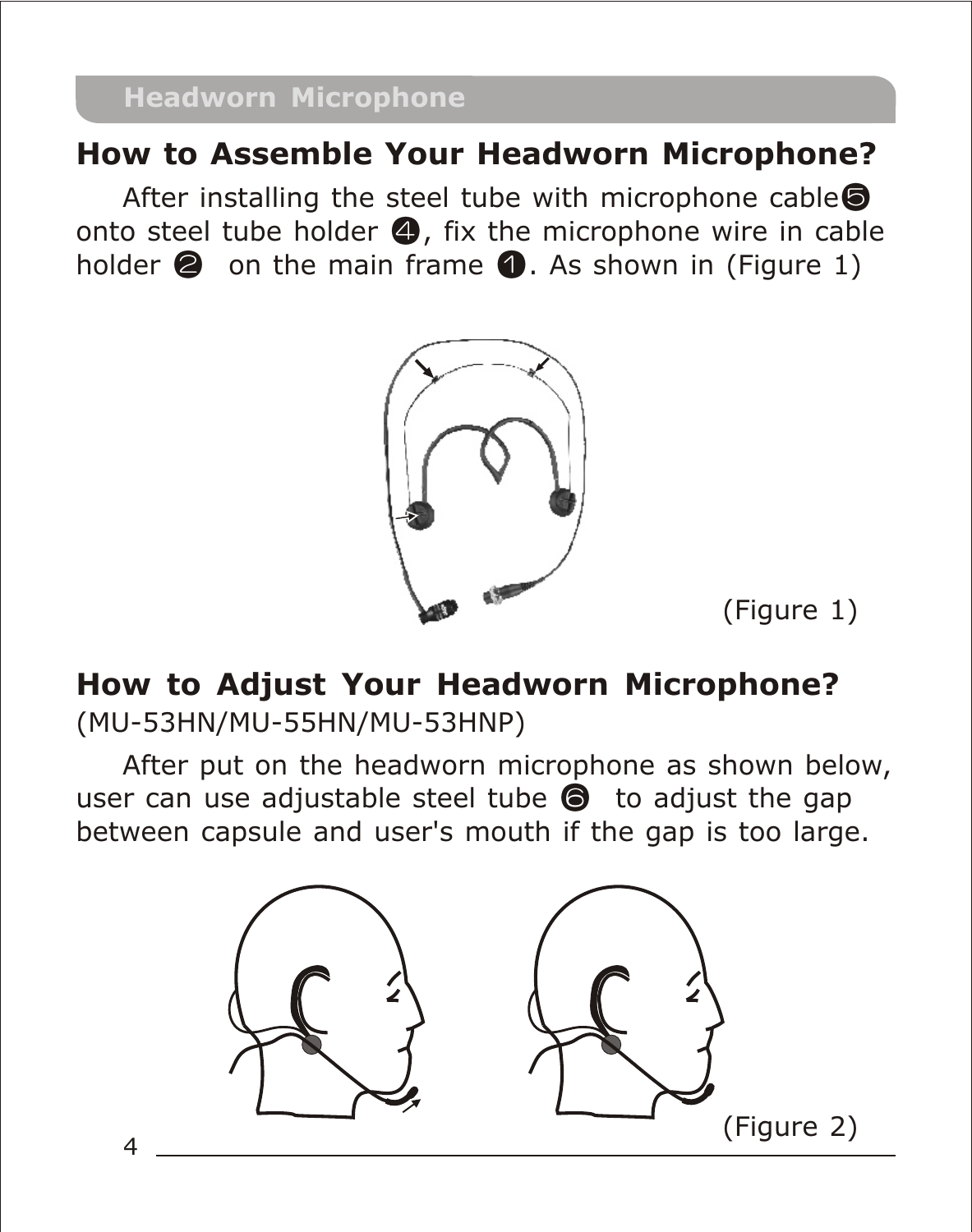## How to Assemble Your Headworn Microphone?

After installing the steel tube with microphone cable❺ onto steel tube holder ❹, fix the microphone wire in cable holder ❷ on the main frame ❶. As shown in (Figure 1)

(Figure 1)

## How to Adjust Your Headworn Microphone?

(MU-53HN/MU-55HN/MU-53HNP)

After put on the headworn microphone as shown below, user can use adjustable steel tube ❻ to adjust the gap between capsule and user's mouth if the gap is too large.

(Figure 2)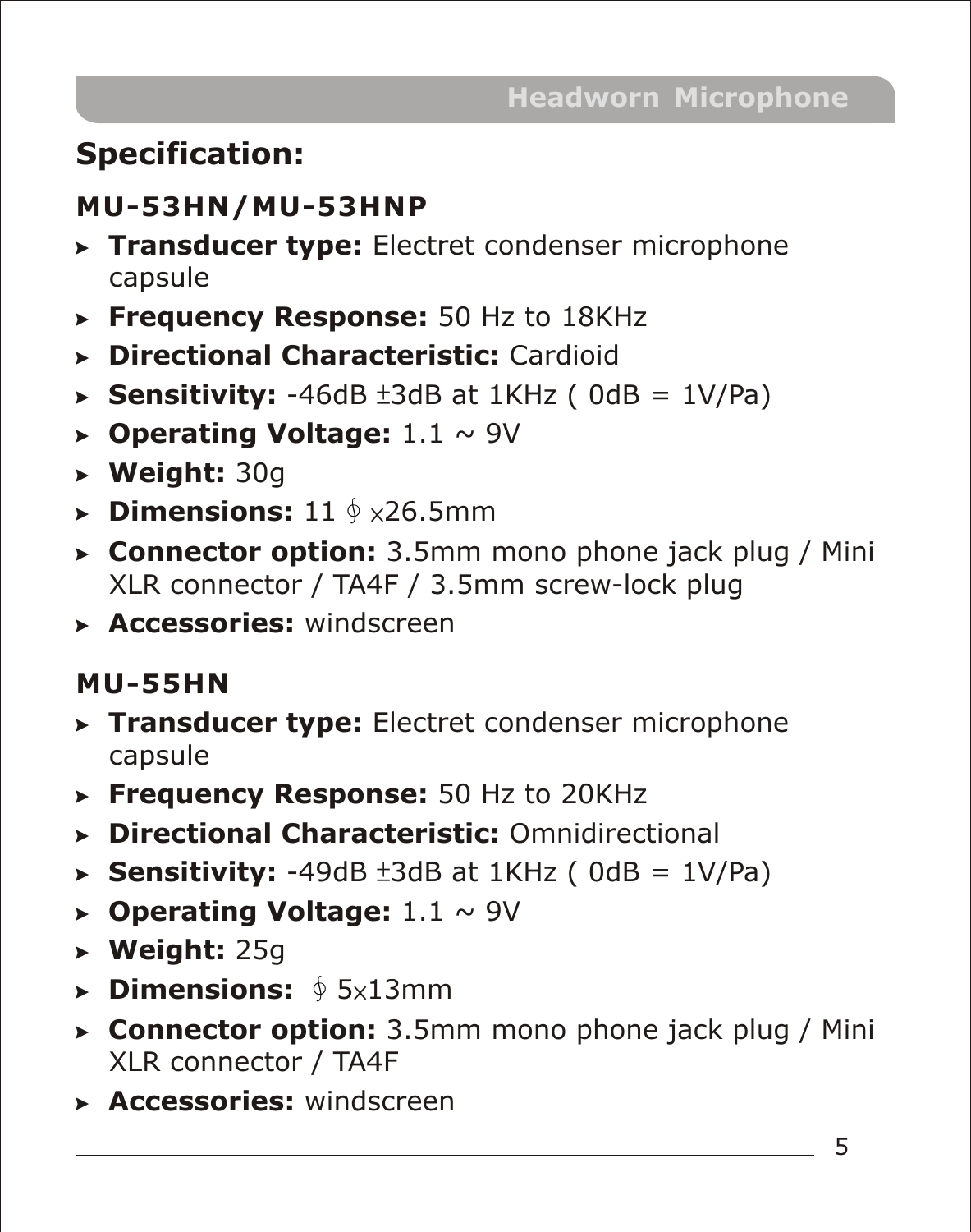## Specification:

### MU-53HN/MU-53HNP

- **Transducer type:** Electret condenser microphone capsule
- **Frequency Response:** 50 Hz to 18KHz
- **Directional Characteristic:** Cardioid
- **Sensitivity:** -46dB ±3dB at 1KHz ( 0dB = 1V/Pa)
- **Operating Voltage:** 1.1 ~ 9V
- **Weight:** 30g
- **Dimensions:** 11 ∮ ×26.5mm
- **Connector option:** 3.5mm mono phone jack plug / Mini XLR connector / TA4F / 3.5mm screw-lock plug
- **Accessories:** windscreen

### MU-55HN

- **Transducer type:** Electret condenser microphone capsule
- **Frequency Response:** 50 Hz to 20KHz
- **Directional Characteristic:** Omnidirectional
- **Sensitivity:** -49dB ±3dB at 1KHz ( 0dB = 1V/Pa)
- **Operating Voltage:** 1.1 ~ 9V
- **Weight:** 25g
- **Dimensions:** ∮ 5×13mm
- **Connector option:** 3.5mm mono phone jack plug / Mini XLR connector / TA4F
- **Accessories:** windscreen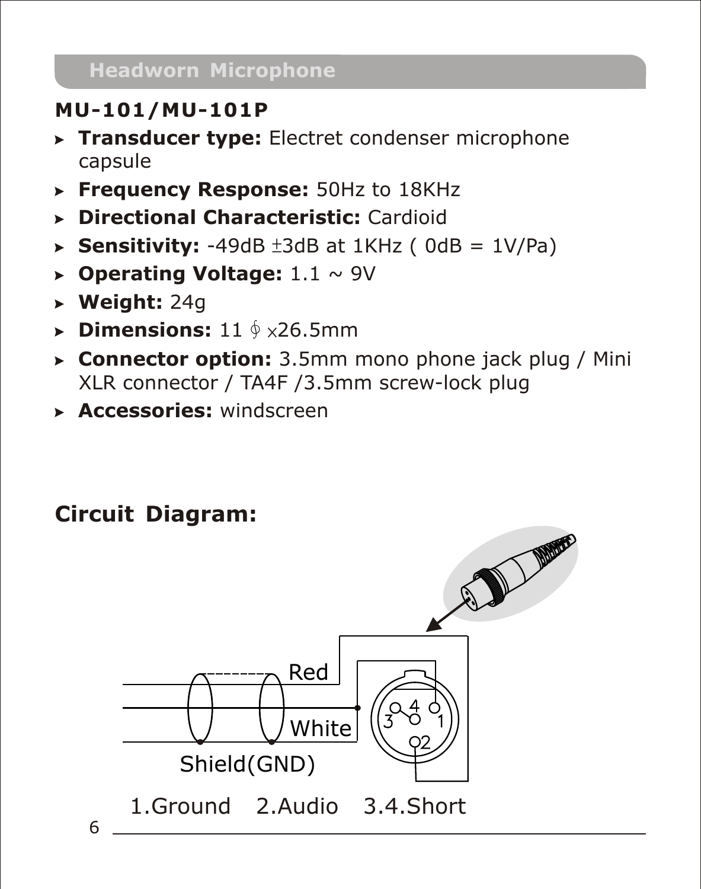## Headworn Microphone

### MU-101/MU-101P

- **Transducer type:** Electret condenser microphone capsule
- **Frequency Response:** 50Hz to 18KHz
- **Directional Characteristic:** Cardioid
- **Sensitivity:** -49dB ±3dB at 1KHz ( 0dB = 1V/Pa)
- **Operating Voltage:** 1.1 ~ 9V
- **Weight:** 24g
- **Dimensions:** 11 ∮ ×26.5mm
- **Connector option:** 3.5mm mono phone jack plug / Mini XLR connector / TA4F /3.5mm screw-lock plug
- **Accessories:** windscreen

### Circuit Diagram:

Red

White

Shield(GND)

1.Ground 2.Audio 3.4.Short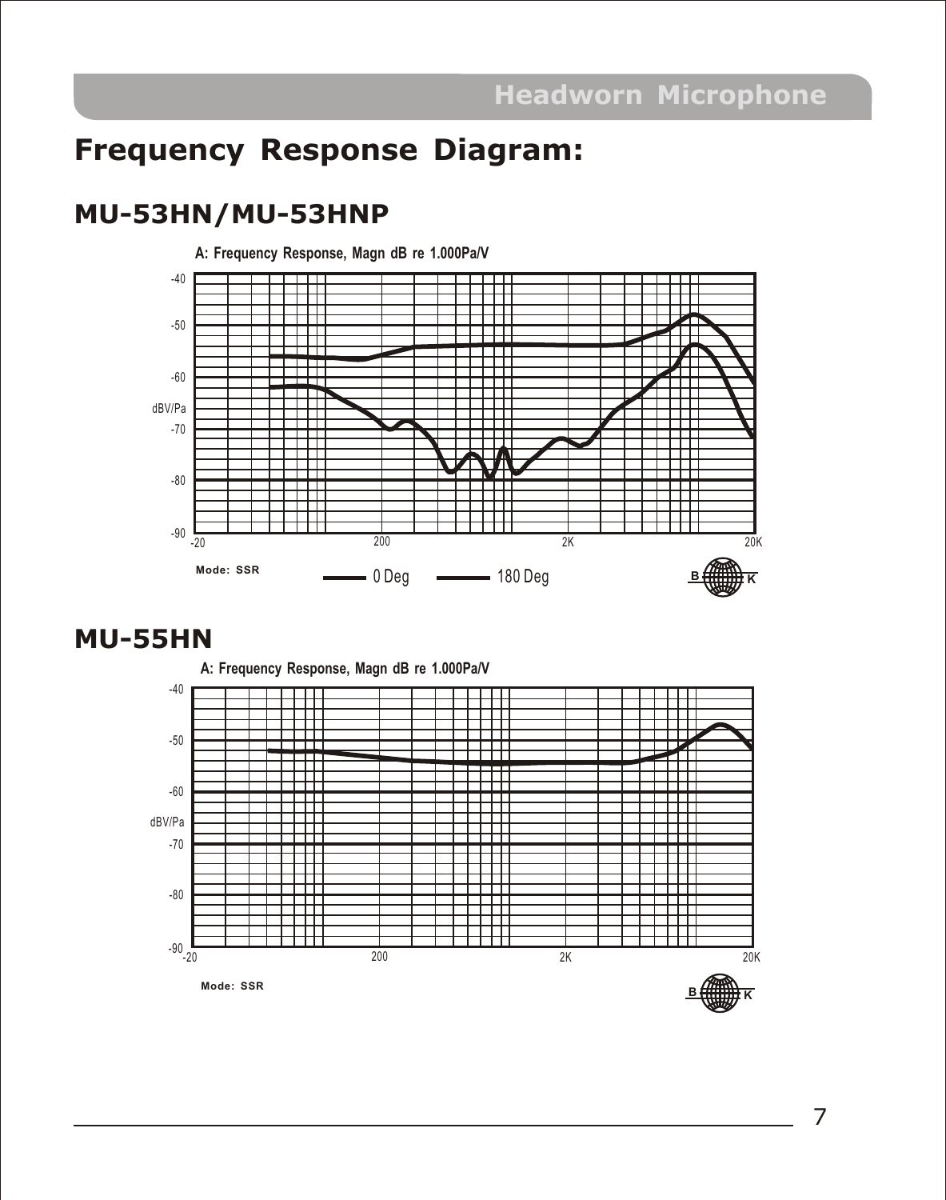# Frequency Response Diagram:

## MU-53HN/MU-53HNP

A: Frequency Response, Magn dB re 1.000Pa/V

-40
-50
-60
dBV/Pa
-70
-80
-90

-20 200 2K 20K

Mode: SSR

0 Deg 180 Deg

## MU-55HN

A: Frequency Response, Magn dB re 1.000Pa/V

-40
-50
-60
dBV/Pa
-70
-80
-90

-20 200 2K 20K

Mode: SSR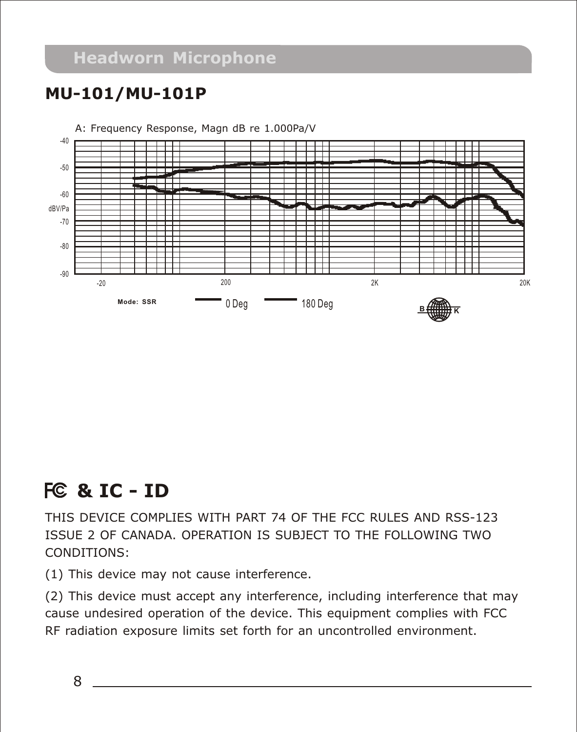## Headworn Microphone

# MU-101/MU-101P

A: Frequency Response, Magn dB re 1.000Pa/V

-40
-50
-60
dBV/Pa
-70
-80
-90

-20
200
2K
20K

Mode: SSR
0 Deg
180 Deg

B K

# FC & IC - ID

THIS DEVICE COMPLIES WITH PART 74 OF THE FCC RULES AND RSS-123 ISSUE 2 OF CANADA. OPERATION IS SUBJECT TO THE FOLLOWING TWO CONDITIONS:

(1) This device may not cause interference.

(2) This device must accept any interference, including interference that may cause undesired operation of the device. This equipment complies with FCC RF radiation exposure limits set forth for an uncontrolled environment.